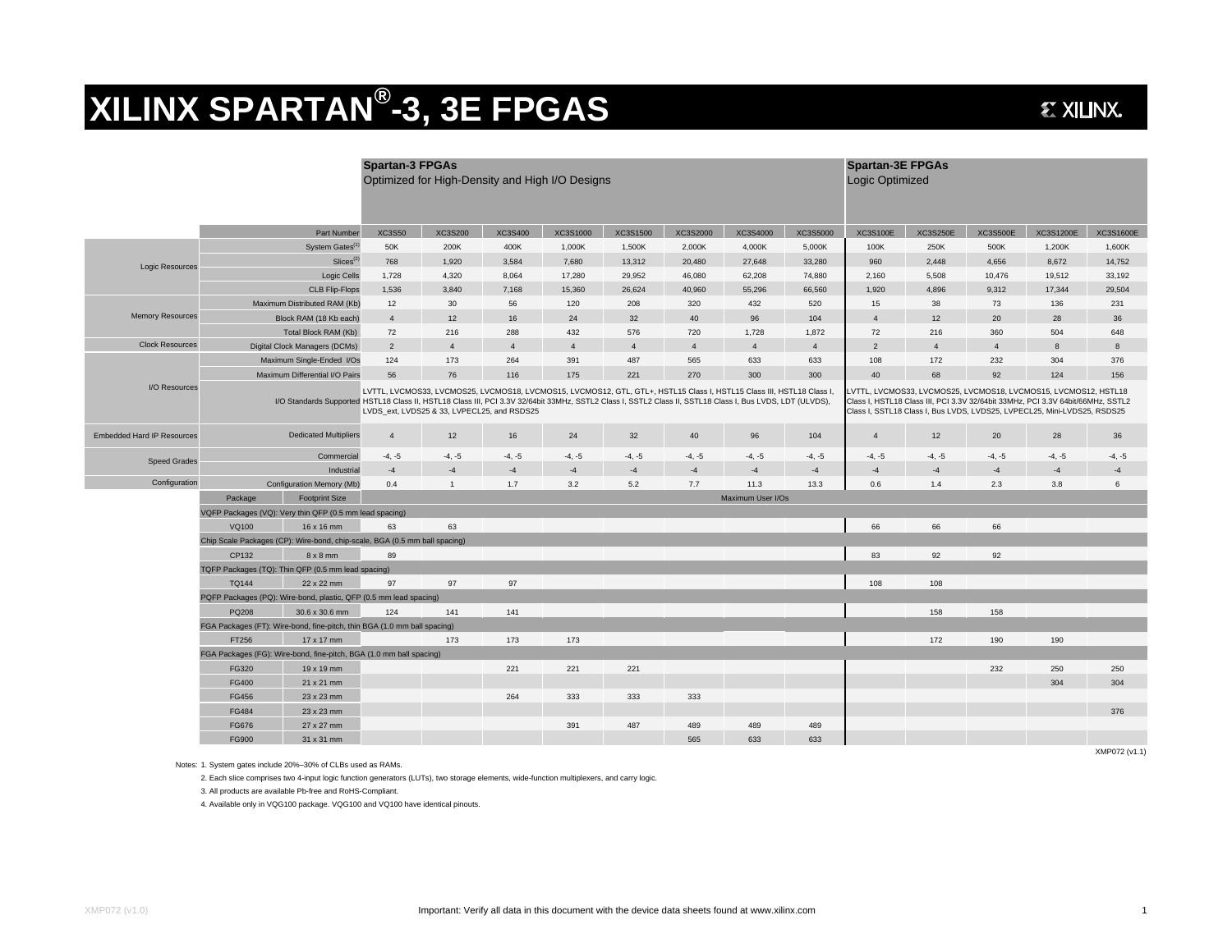# XILINX SPARTAN®-3, 3E FPGAS

| | | Spartan-3 FPGAs Optimized for High-Density and High I/O Designs | | | | | | | | Spartan-3E FPGAs Logic Optimized | | | | |
|---|---|---|---|---|---|---|---|---|---|---|---|---|---|---|
| | Part Number | XC3S50 | XC3S200 | XC3S400 | XC3S1000 | XC3S1500 | XC3S2000 | XC3S4000 | XC3S5000 | XC3S100E | XC3S250E | XC3S500E | XC3S1200E | XC3S1600E |
| Logic Resources | System Gates[1] | 50K | 200K | 400K | 1,000K | 1,500K | 2,000K | 4,000K | 5,000K | 100K | 250K | 500K | 1,200K | 1,600K |
| | Slices[2] | 768 | 1,920 | 3,584 | 7,680 | 13,312 | 20,480 | 27,648 | 33,280 | 960 | 2,448 | 4,656 | 8,672 | 14,752 |
| | Logic Cells | 1,728 | 4,320 | 8,064 | 17,280 | 29,952 | 46,080 | 62,208 | 74,880 | 2,160 | 5,508 | 10,476 | 19,512 | 33,192 |
| | CLB Flip-Flops | 1,536 | 3,840 | 7,168 | 15,360 | 26,624 | 40,960 | 55,296 | 66,560 | 1,920 | 4,896 | 9,312 | 17,344 | 29,504 |
| Memory Resources | Maximum Distributed RAM (Kb) | 12 | 30 | 56 | 120 | 208 | 320 | 432 | 520 | 15 | 38 | 73 | 136 | 231 |
| | Block RAM (18 Kb each) | 4 | 12 | 16 | 24 | 32 | 40 | 96 | 104 | 4 | 12 | 20 | 28 | 36 |
| | Total Block RAM (Kb) | 72 | 216 | 288 | 432 | 576 | 720 | 1,728 | 1,872 | 72 | 216 | 360 | 504 | 648 |
| Clock Resources | Digital Clock Managers (DCMs) | 2 | 4 | 4 | 4 | 4 | 4 | 4 | 4 | 2 | 4 | 4 | 8 | 8 |
| I/O Resources | Maximum Single-Ended I/Os | 124 | 173 | 264 | 391 | 487 | 565 | 633 | 633 | 108 | 172 | 232 | 304 | 376 |
| | Maximum Differential I/O Pairs | 56 | 76 | 116 | 175 | 221 | 270 | 300 | 300 | 40 | 68 | 92 | 124 | 156 |
| | I/O Standards Supported | LVTTL, LVCMOS33, LVCMOS25, LVCMOS18, LVCMOS15, LVCMOS12, GTL, GTL+, HSTL15 Class I, HSTL15 Class III, HSTL18 Class I, HSTL18 Class II, HSTL18 Class III, PCI 3.3V 32/64bit 33MHz, SSTL2 Class I, SSTL2 Class II, SSTL18 Class I, Bus LVDS, LDT (ULVDS), LVDS_ext, LVDS25 & 33, LVPECL25, and RSDS25 | | | | | | | | LVTTL, LVCMOS33, LVCMOS25, LVCMOS18, LVCMOS15, LVCMOS12, HSTL18 Class I, HSTL18 Class III, PCI 3.3V 32/64bit 33MHz, PCI 3.3V 64bit/66MHz, SSTL2 Class I, SSTL18 Class I, Bus LVDS, LVDS25, LVPECL25, Mini-LVDS25, RSDS25 | | | | |
| Embedded Hard IP Resources | Dedicated Multipliers | 4 | 12 | 16 | 24 | 32 | 40 | 96 | 104 | 4 | 12 | 20 | 28 | 36 |
| Speed Grades | Commercial | -4, -5 | -4, -5 | -4, -5 | -4, -5 | -4, -5 | -4, -5 | -4, -5 | -4, -5 | -4, -5 | -4, -5 | -4, -5 | -4, -5 | -4, -5 |
| | Industrial | -4 | -4 | -4 | -4 | -4 | -4 | -4 | -4 | -4 | -4 | -4 | -4 | -4 |
| Configuration | Configuration Memory (Mb) | 0.4 | 1 | 1.7 | 3.2 | 5.2 | 7.7 | 11.3 | 13.3 | 0.6 | 1.4 | 2.3 | 3.8 | 6 |
| Package | Footprint Size | Maximum User I/Os | | | | | | | | | | | | |
| VQFP Packages (VQ): Very thin QFP (0.5 mm lead spacing) | | | | | | | | | | | | | | |
| VQ100 | 16 x 16 mm | 63 | 63 | | | | | | | 66 | 66 | 66 | | |
| Chip Scale Packages (CP): Wire-bond, chip-scale, BGA (0.5 mm ball spacing) | | | | | | | | | | | | | | |
| CP132 | 8 x 8 mm | 89 | | | | | | | | 83 | 92 | 92 | | |
| TQFP Packages (TQ): Thin QFP (0.5 mm lead spacing) | | | | | | | | | | | | | | |
| TQ144 | 22 x 22 mm | 97 | 97 | 97 | | | | | | 108 | 108 | | | |
| PQFP Packages (PQ): Wire-bond, plastic, QFP (0.5 mm lead spacing) | | | | | | | | | | | | | | |
| PQ208 | 30.6 x 30.6 mm | 124 | 141 | 141 | | | | | | | 158 | 158 | | |
| FGA Packages (FT): Wire-bond, fine-pitch, thin BGA (1.0 mm ball spacing) | | | | | | | | | | | | | | |
| FT256 | 17 x 17 mm | | 173 | 173 | 173 | | | | | | 172 | 190 | 190 | |
| FGA Packages (FG): Wire-bond, fine-pitch, BGA (1.0 mm ball spacing) | | | | | | | | | | | | | | |
| FG320 | 19 x 19 mm | | | 221 | 221 | 221 | | | | | | 232 | 250 | 250 |
| FG400 | 21 x 21 mm | | | | | | | | | | | | 304 | 304 |
| FG456 | 23 x 23 mm | | | 264 | 333 | 333 | 333 | | | | | | | |
| FG484 | 23 x 23 mm | | | | | | | | | | | | | 376 |
| FG676 | 27 x 27 mm | | | | 391 | 487 | 489 | 489 | 489 | | | | | |
| FG900 | 31 x 31 mm | | | | | | 565 | 633 | 633 | | | | | |

XMP072 (v1.1)

Notes:
1. System gates include 20%–30% of CLBs used as RAMs.
2. Each slice comprises two 4-input logic function generators (LUTs), two storage elements, wide-function multiplexers, and carry logic.
3. All products are available Pb-free and RoHS-Compliant.
4. Available only in VQG100 package. VQG100 and VQ100 have identical pinouts.

Important: Verify all data in this document with the device data sheets found at www.xilinx.com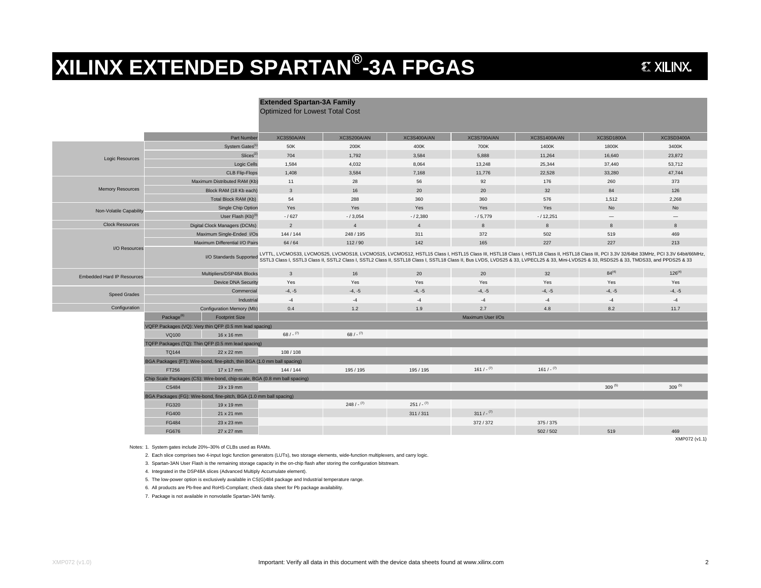# XILINX EXTENDED SPARTAN®-3A FPGAS

**Extended Spartan-3A Family**
Optimized for Lowest Total Cost

| | | Part Number | XC3S50A/AN | XC3S200A/AN | XC3S400A/AN | XC3S700A/AN | XC3S1400A/AN | XC3SD1800A | XC3SD3400A |
|---|---|---|---|---|---|---|---|---|---|
| Logic Resources | | System Gates(1) | 50K | 200K | 400K | 700K | 1400K | 1800K | 3400K |
| | | Slices(2) | 704 | 1,792 | 3,584 | 5,888 | 11,264 | 16,640 | 23,872 |
| | | Logic Cells | 1,584 | 4,032 | 8,064 | 13,248 | 25,344 | 37,440 | 53,712 |
| | | CLB Flip-Flops | 1,408 | 3,584 | 7,168 | 11,776 | 22,528 | 33,280 | 47,744 |
| Memory Resources | | Maximum Distributed RAM (Kb) | 11 | 28 | 56 | 92 | 176 | 260 | 373 |
| | | Block RAM (18 Kb each) | 3 | 16 | 20 | 20 | 32 | 84 | 126 |
| | | Total Block RAM (Kb) | 54 | 288 | 360 | 360 | 576 | 1,512 | 2,268 |
| Non-Volatile Capability | | Single Chip Option | Yes | Yes | Yes | Yes | Yes | No | No |
| | | User Flash (Kb)(3) | - / 627 | - / 3,054 | - / 2,380 | - / 5,779 | - / 12,251 | — | — |
| Clock Resources | | Digital Clock Managers (DCMs) | 2 | 4 | 4 | 8 | 8 | 8 | 8 |
| I/O Resources | | Maximum Single-Ended I/Os | 144 / 144 | 248 / 195 | 311 | 372 | 502 | 519 | 469 |
| | | Maximum Differential I/O Pairs | 64 / 64 | 112 / 90 | 142 | 165 | 227 | 227 | 213 |
| | | I/O Standards Supported | LVTTL, LVCMOS33, LVCMOS25, LVCMOS18, LVCMOS15, LVCMOS12, HSTL15 Class I, HSTL15 Class III, HSTL18 Class I, HSTL18 Class II, HSTL18 Class III, PCI 3.3V 32/64bit 33MHz, PCI 3.3V 64bit/66MHz, SSTL3 Class I, SSTL3 Class II, SSTL2 Class I, SSTL2 Class II, SSTL18 Class I, SSTL18 Class II, Bus LVDS, LVDS25 & 33, LVPECL25 & 33, Mini-LVDS25 & 33, RSDS25 & 33, TMDS33, and PPDS25 & 33 | | | | | | |
| Embedded Hard IP Resources | | Multipliers/DSP48A Blocks | 3 | 16 | 20 | 20 | 32 | 84(4) | 126(4) |
| | | Device DNA Security | Yes | Yes | Yes | Yes | Yes | Yes | Yes |
| Speed Grades | | Commercial | -4, -5 | -4, -5 | -4, -5 | -4, -5 | -4, -5 | -4, -5 | -4, -5 |
| | | Industrial | -4 | -4 | -4 | -4 | -4 | -4 | -4 |
| Configuration | | Configuration Memory (Mb) | 0.4 | 1.2 | 1.9 | 2.7 | 4.8 | 8.2 | 11.7 |
| | Package(6) | Footprint Size | Maximum User I/Os | | | | | | |
| | VQFP Packages (VQ): Very thin QFP (0.5 mm lead spacing) | | | | | | | | |
| | VQ100 | 16 x 16 mm | 68 / - (7) | 68 / - (7) | | | | | |
| | TQFP Packages (TQ): Thin QFP (0.5 mm lead spacing) | | | | | | | | |
| | TQ144 | 22 x 22 mm | 108 / 108 | | | | | | |
| | BGA Packages (FT): Wire-bond, fine-pitch, thin BGA (1.0 mm ball spacing) | | | | | | | | |
| | FT256 | 17 x 17 mm | 144 / 144 | 195 / 195 | 195 / 195 | 161 / - (7) | 161 / - (7) | | |
| | Chip Scale Packages (CS): Wire-bond, chip-scale, BGA (0.8 mm ball spacing) | | | | | | | | |
| | CS484 | 19 x 19 mm | | | | | | 309 (5) | 309 (5) |
| | BGA Packages (FG): Wire-bond, fine-pitch, BGA (1.0 mm ball spacing) | | | | | | | | |
| | FG320 | 19 x 19 mm | | 248 / - (7) | 251 / - (7) | | | | |
| | FG400 | 21 x 21 mm | | | 311 / 311 | 311 / - (7) | | | |
| | FG484 | 23 x 23 mm | | | | 372 / 372 | 375 / 375 | | |
| | FG676 | 27 x 27 mm | | | | | 502 / 502 | 519 | 469 |

XMP072 (v1.1)

Notes:
1. System gates include 20%–30% of CLBs used as RAMs.
2. Each slice comprises two 4-input logic function generators (LUTs), two storage elements, wide-function multiplexers, and carry logic.
3. Spartan-3AN User Flash is the remaining storage capacity in the on-chip flash after storing the configuration bitstream.
4. Integrated in the DSP48A slices (Advanced Multiply Accumulate element).
5. The low-power option is exclusively available in CS(G)484 package and Industrial temperature range.
6. All products are Pb-free and RoHS-Compliant; check data sheet for Pb package availability.
7. Package is not available in nonvolatile Spartan-3AN family.

Important: Verify all data in this document with the device data sheets found at www.xilinx.com